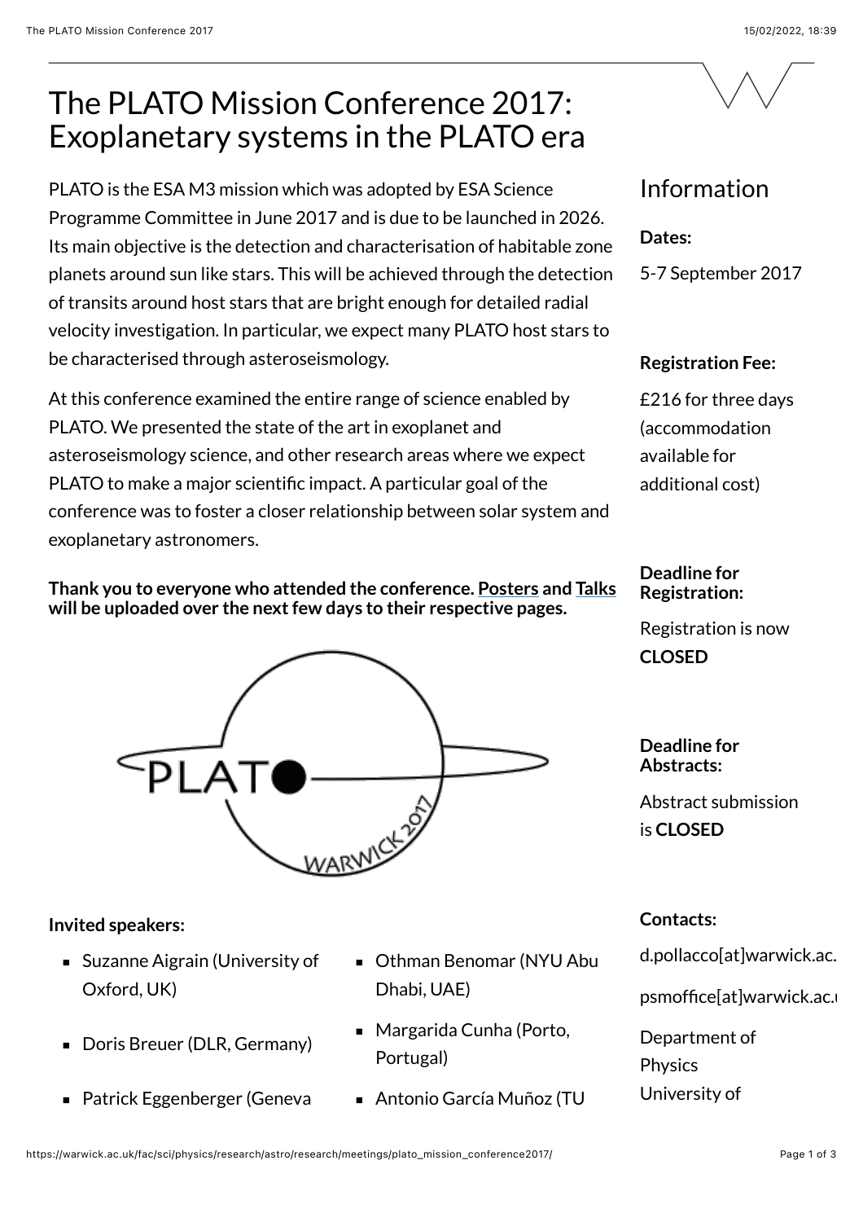# The PLATO Mission Conference 2017: Exoplanetary systems in the PLATO era

PLATO is the ESA M3 mission which was adopted by ESA Science Programme Committee in June 2017 and is due to be launched in 2026. Its main objective is the detection and characterisation of habitable zone planets around sun like stars. This will be achieved through the detection of transits around host stars that are bright enough for detailed radial velocity investigation. In particular, we expect many PLATO host stars to be characterised through asteroseismology.

At this conference examined the entire range of science enabled by PLATO. We presented the state of the art in exoplanet and asteroseismology science, and other research areas where we expect PLATO to make a major scientific impact. A particular goal of the conference was to foster a closer relationship between solar system and exoplanetary astronomers.

**Thank you to everyone who attended the conference. Posters and Talks will be uploaded over the next few days to their respective pages.**

**Invited speakers:**

- Suzanne Aigrain (University of Oxford, UK)
- Othman Benomar (NYU Abu Dhabi, UAE)
- Doris Breuer (DLR, Germany)
- Margarida Cunha (Porto, Portugal)
- Patrick Eggenberger (Geneva
- Antonio García Muñoz (TU

## Information

**Dates:**

5-7 September 2017

**Registration Fee:**

£216 for three days (accommodation available for additional cost)

**Deadline for Registration:**

Registration is now **CLOSED**

**Deadline for Abstracts:**

Abstract submission is **CLOSED**

**Contacts:**

d.pollacco[at]warwick.ac.

psmoffice[at]warwick.ac.

Department of Physics
University of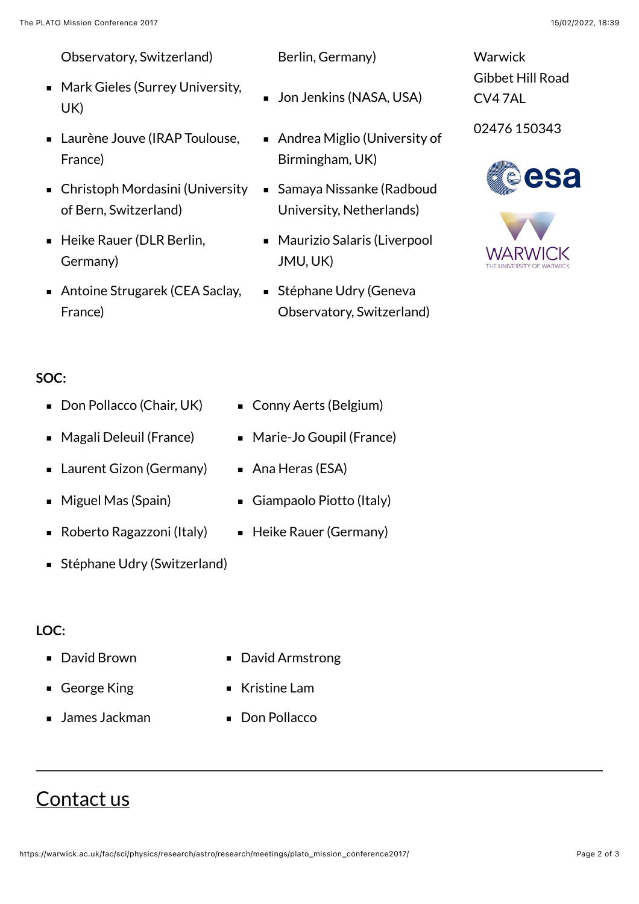Observatory, Switzerland)

- Mark Gieles (Surrey University, UK)
- Laurène Jouve (IRAP Toulouse, France)
- Christoph Mordasini (University of Bern, Switzerland)
- Heike Rauer (DLR Berlin, Germany)
- Antoine Strugarek (CEA Saclay, France)

Berlin, Germany)

- Jon Jenkins (NASA, USA)
- Andrea Miglio (University of Birmingham, UK)
- Samaya Nissanke (Radboud University, Netherlands)
- Maurizio Salaris (Liverpool JMU, UK)
- Stéphane Udry (Geneva Observatory, Switzerland)

Warwick
Gibbet Hill Road
CV4 7AL

02476 150343

**SOC:**

- Don Pollacco (Chair, UK)
- Conny Aerts (Belgium)
- Magali Deleuil (France)
- Marie-Jo Goupil (France)
- Laurent Gizon (Germany)
- Ana Heras (ESA)
- Miguel Mas (Spain)
- Giampaolo Piotto (Italy)
- Roberto Ragazzoni (Italy)
- Heike Rauer (Germany)
- Stéphane Udry (Switzerland)

**LOC:**

- David Brown
- David Armstrong
- George King
- Kristine Lam
- James Jackman
- Don Pollacco

---

## Contact us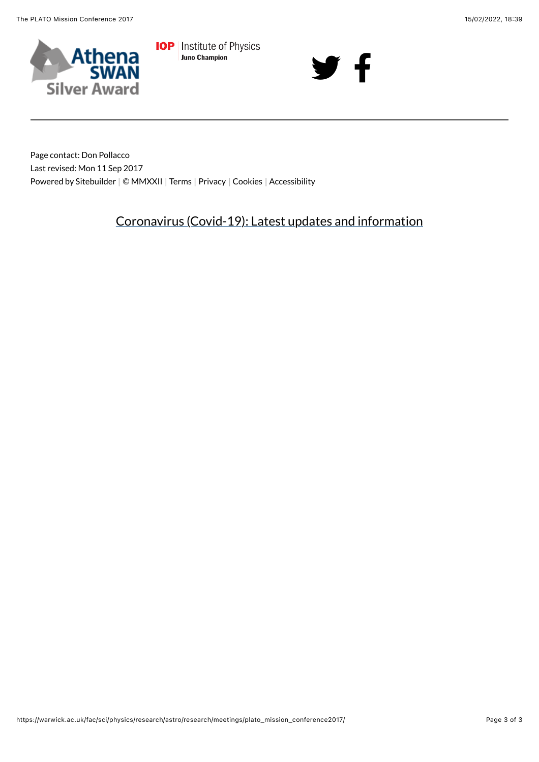Athena SWAN Silver Award

IOP Institute of Physics Juno Champion

Page contact: Don Pollacco
Last revised: Mon 11 Sep 2017
Powered by Sitebuilder | © MMXXII | Terms | Privacy | Cookies | Accessibility

Coronavirus (Covid-19): Latest updates and information